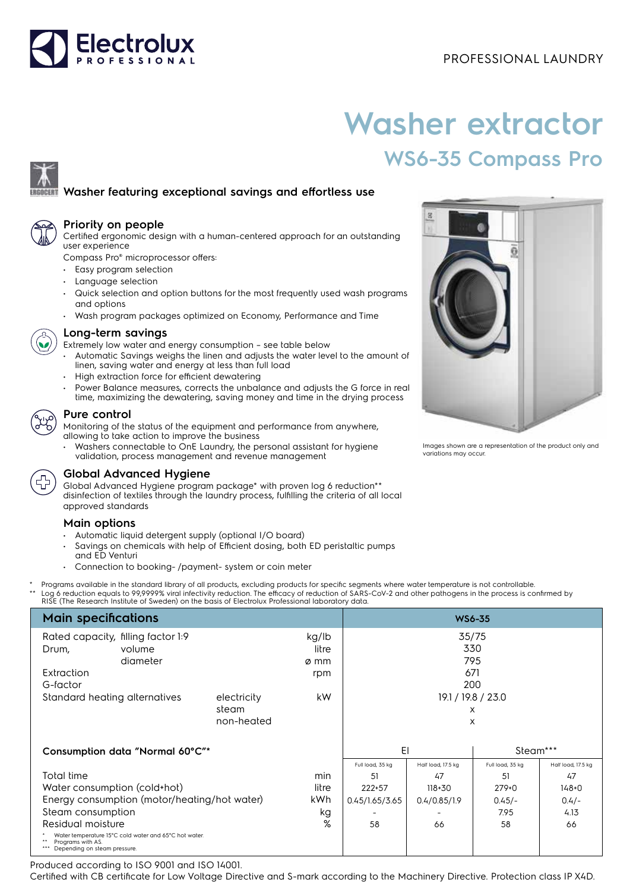Electrolux PROFESSIONAL

PROFESSIONAL LAUNDRY

# Washer extractor

## WS6-35 Compass Pro

### Washer featuring exceptional savings and effortless use

### Priority on people

Certified ergonomic design with a human-centered approach for an outstanding user experience

Compass Pro® microprocessor offers:

- Easy program selection
- Language selection
- Quick selection and option buttons for the most frequently used wash programs and options
- Wash program packages optimized on Economy, Performance and Time

### Long-term savings

Extremely low water and energy consumption – see table below

- Automatic Savings weighs the linen and adjusts the water level to the amount of linen, saving water and energy at less than full load
- High extraction force for efficient dewatering
- Power Balance measures, corrects the unbalance and adjusts the G force in real time, maximizing the dewatering, saving money and time in the drying process

### Pure control

Monitoring of the status of the equipment and performance from anywhere, allowing to take action to improve the business

- Washers connectable to OnE Laundry, the personal assistant for hygiene validation, process management and revenue management

### Global Advanced Hygiene

Global Advanced Hygiene program package* with proven log 6 reduction** disinfection of textiles through the laundry process, fulfilling the criteria of all local approved standards

### Main options

- Automatic liquid detergent supply (optional I/O board)
- Savings on chemicals with help of Efficient dosing, both ED peristaltic pumps and ED Venturi
- Connection to booking- /payment- system or coin meter

Images shown are a representation of the product only and variations may occur.

\* Programs available in the standard library of all products, excluding products for specific segments where water temperature is not controllable.
\*\* Log 6 reduction equals to 99,9999% viral infectivity reduction. The efficacy of reduction of SARS-CoV-2 and other pathogens in the process is confirmed by RISE (The Research Institute of Sweden) on the basis of Electrolux Professional laboratory data.

| Main specifications | | | | WS6-35 | | | |
|---|---|---|---|---|---|---|---|
| Rated capacity, filling factor 1:9 | | | kg/lb | 35/75 | | | |
| Drum, | volume | | litre | 330 | | | |
| | diameter | | ø mm | 795 | | | |
| Extraction | | | rpm | 671 | | | |
| G-factor | | | | 200 | | | |
| Standard heating alternatives | | electricity | kW | 19.1 / 19.8 / 23.0 | | | |
| | | steam | | x | | | |
| | | non-heated | | x | | | |
| **Consumption data "Normal 60°C"*** | | | | El | | Steam*** | |
| | | | | Full load, 35 kg | Half load, 17.5 kg | Full load, 35 kg | Half load, 17.5 kg |
| Total time | | | min | 51 | 47 | 51 | 47 |
| Water consumption (cold+hot) | | | litre | 222+57 | 118+30 | 279+0 | 148+0 |
| Energy consumption (motor/heating/hot water) | | | kWh | 0.45/1.65/3.65 | 0.4/0.85/1.9 | 0.45/- | 0.4/- |
| Steam consumption | | | kg | - | - | 7.95 | 4.13 |
| Residual moisture | | | % | 58 | 66 | 58 | 66 |

\* Water temperature 15°C cold water and 65°C hot water.
\*\* Programs with AS.
\*\*\* Depending on steam pressure.

Produced according to ISO 9001 and ISO 14001.
Certified with CB certificate for Low Voltage Directive and S-mark according to the Machinery Directive. Protection class IP X4D.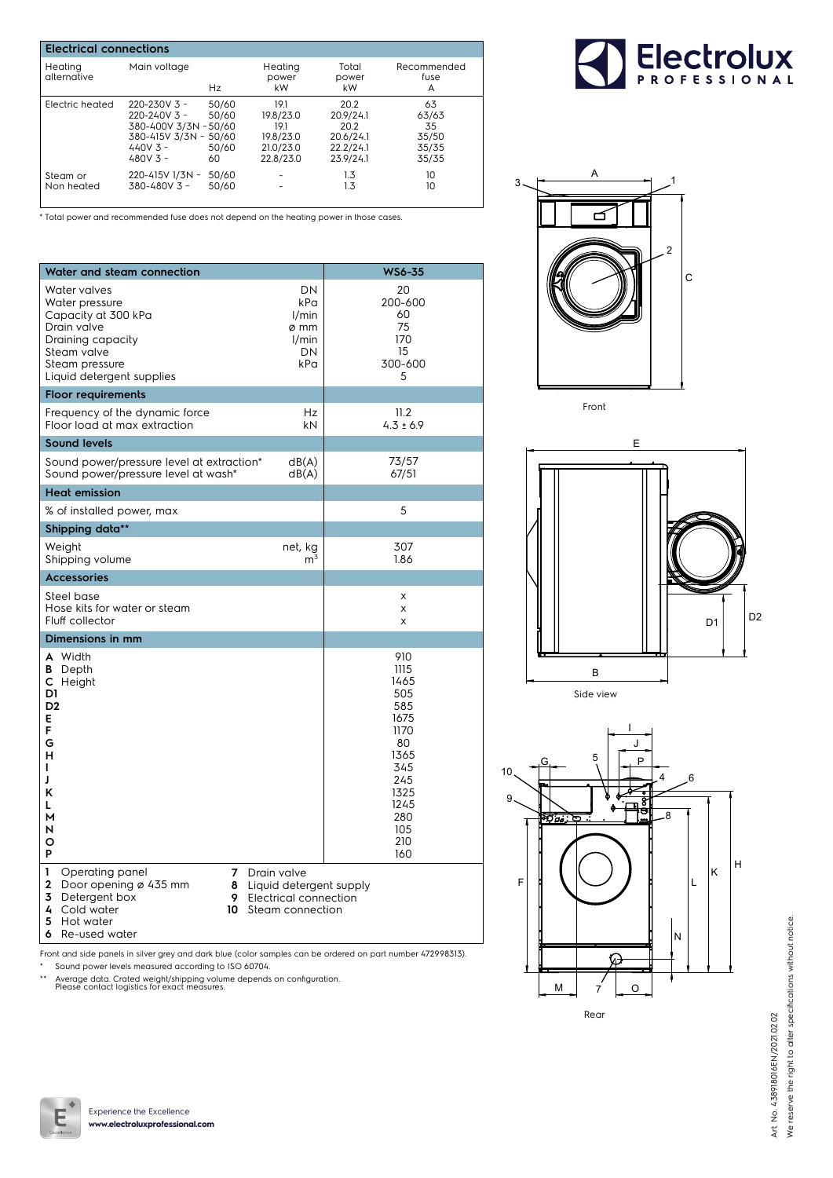## Electrical connections

| Heating alternative | Main voltage | Hz | Heating power kW | Total power kW | Recommended fuse A |
|---|---|---|---|---|---|
| Electric heated | 220-230V 3 ~ | 50/60 | 19.1 | 20.2 | 63 |
| | 220-240V 3 ~ | 50/60 | 19.8/23.0 | 20.9/24.1 | 63/63 |
| | 380-400V 3/3N ~ | 50/60 | 19.1 | 20.2 | 35 |
| | 380-415V 3/3N ~ | 50/60 | 19.8/23.0 | 20.6/24.1 | 35/50 |
| | 440V 3 ~ | 50/60 | 21.0/23.0 | 22.2/24.1 | 35/35 |
| | 480V 3 ~ | 60 | 22.8/23.0 | 23.9/24.1 | 35/35 |
| Steam or Non heated | 220-415V 1/3N ~ | 50/60 | - | 1.3 | 10 |
| | 380-480V 3 ~ | 50/60 | - | 1.3 | 10 |

* Total power and recommended fuse does not depend on the heating power in those cases.

| Water and steam connection | | WS6-35 |
|---|---|---|
| Water valves | DN | 20 |
| Water pressure | kPa | 200-600 |
| Capacity at 300 kPa | l/min | 60 |
| Drain valve | ø mm | 75 |
| Draining capacity | l/min | 170 |
| Steam valve | DN | 15 |
| Steam pressure | kPa | 300-600 |
| Liquid detergent supplies | | 5 |
| **Floor requirements** | | |
| Frequency of the dynamic force | Hz | 11.2 |
| Floor load at max extraction | kN | 4.3 ± 6.9 |
| **Sound levels** | | |
| Sound power/pressure level at extraction* | dB(A) | 73/57 |
| Sound power/pressure level at wash* | dB(A) | 67/51 |
| **Heat emission** | | |
| % of installed power, max | | 5 |
| **Shipping data**** | | |
| Weight | net, kg | 307 |
| Shipping volume | m³ | 1.86 |
| **Accessories** | | |
| Steel base | | x |
| Hose kits for water or steam | | x |
| Fluff collector | | x |
| **Dimensions in mm** | | |
| A Width | | 910 |
| B Depth | | 1115 |
| C Height | | 1465 |
| D1 | | 505 |
| D2 | | 585 |
| E | | 1675 |
| F | | 1170 |
| G | | 80 |
| H | | 1365 |
| I | | 345 |
| J | | 245 |
| K | | 1325 |
| L | | 1245 |
| M | | 280 |
| N | | 105 |
| O | | 210 |
| P | | 160 |

1 Operating panel
2 Door opening ø 435 mm
3 Detergent box
4 Cold water
5 Hot water
6 Re-used water
7 Drain valve
8 Liquid detergent supply
9 Electrical connection
10 Steam connection

Front and side panels in silver grey and dark blue (color samples can be ordered on part number 472998313).

\* Sound power levels measured according to ISO 60704.

\*\* Average data. Crated weight/shipping volume depends on configuration. Please contact logistics for exact measures.

Front

Side view

Rear

Experience the Excellence
www.electroluxprofessional.com

Art. No. 438918016EN/2021.02.02
We reserve the right to alter specifications without notice.